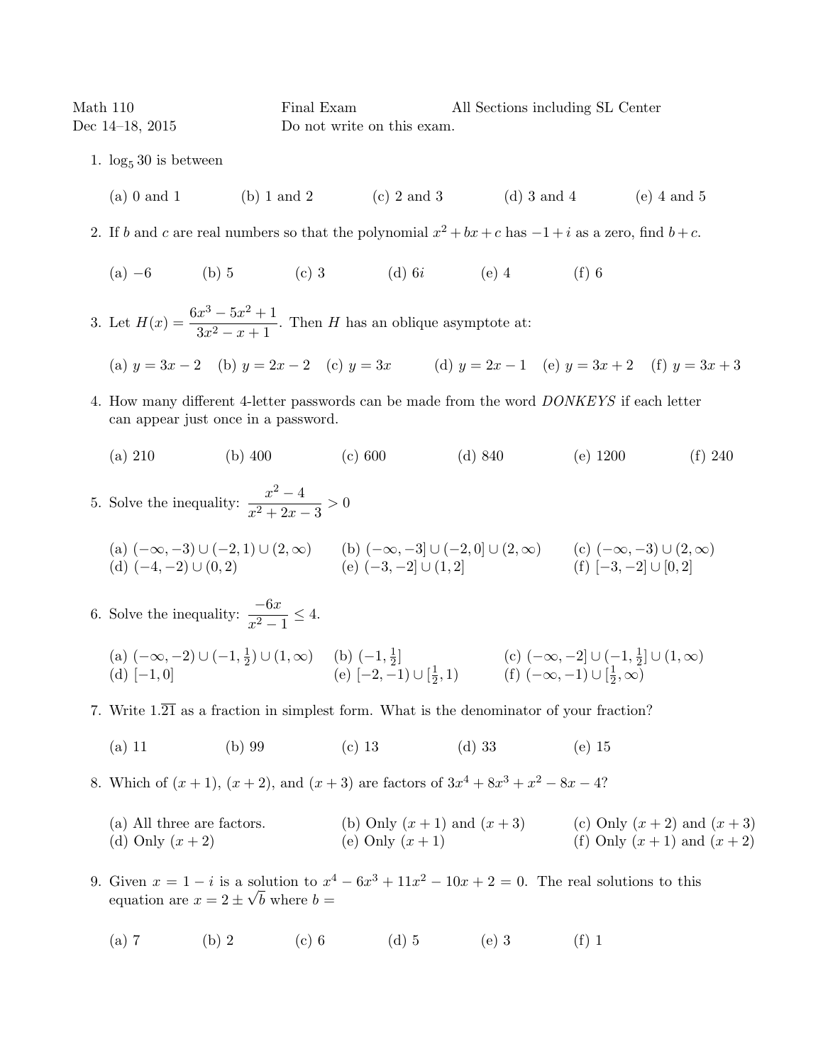Math 110 Final Exam All Sections including SL Center

Dec 14–18, 2015 Do not write on this exam.

1. $\log_5 30$ is between

   (a) 0 and 1 (b) 1 and 2 (c) 2 and 3 (d) 3 and 4 (e) 4 and 5

2. If $b$ and $c$ are real numbers so that the polynomial $x^2 + bx + c$ has $-1 + i$ as a zero, find $b + c$.

   (a) $-6$ (b) 5 (c) 3 (d) $6i$ (e) 4 (f) 6

3. Let $H(x) = \dfrac{6x^3 - 5x^2 + 1}{3x^2 - x + 1}$. Then $H$ has an oblique asymptote at:

   (a) $y = 3x - 2$ (b) $y = 2x - 2$ (c) $y = 3x$ (d) $y = 2x - 1$ (e) $y = 3x + 2$ (f) $y = 3x + 3$

4. How many different 4-letter passwords can be made from the word *DONKEYS* if each letter can appear just once in a password.

   (a) 210 (b) 400 (c) 600 (d) 840 (e) 1200 (f) 240

5. Solve the inequality: $\dfrac{x^2 - 4}{x^2 + 2x - 3} > 0$

   (a) $(-\infty, -3) \cup (-2, 1) \cup (2, \infty)$ (b) $(-\infty, -3] \cup (-2, 0] \cup (2, \infty)$ (c) $(-\infty, -3) \cup (2, \infty)$
   (d) $(-4, -2) \cup (0, 2)$ (e) $(-3, -2] \cup (1, 2]$ (f) $[-3, -2] \cup [0, 2]$

6. Solve the inequality: $\dfrac{-6x}{x^2 - 1} \leq 4$.

   (a) $(-\infty, -2) \cup (-1, \frac{1}{2}) \cup (1, \infty)$ (b) $(-1, \frac{1}{2}]$ (c) $(-\infty, -2] \cup (-1, \frac{1}{2}] \cup (1, \infty)$
   (d) $[-1, 0]$ (e) $[-2, -1) \cup [\frac{1}{2}, 1)$ (f) $(-\infty, -1) \cup [\frac{1}{2}, \infty)$

7. Write $1.\overline{21}$ as a fraction in simplest form. What is the denominator of your fraction?

   (a) 11 (b) 99 (c) 13 (d) 33 (e) 15

8. Which of $(x + 1)$, $(x + 2)$, and $(x + 3)$ are factors of $3x^4 + 8x^3 + x^2 - 8x - 4$?

   (a) All three are factors. (b) Only $(x + 1)$ and $(x + 3)$ (c) Only $(x + 2)$ and $(x + 3)$
   (d) Only $(x + 2)$ (e) Only $(x + 1)$ (f) Only $(x + 1)$ and $(x + 2)$

9. Given $x = 1 - i$ is a solution to $x^4 - 6x^3 + 11x^2 - 10x + 2 = 0$. The real solutions to this equation are $x = 2 \pm \sqrt{b}$ where $b =$

   (a) 7 (b) 2 (c) 6 (d) 5 (e) 3 (f) 1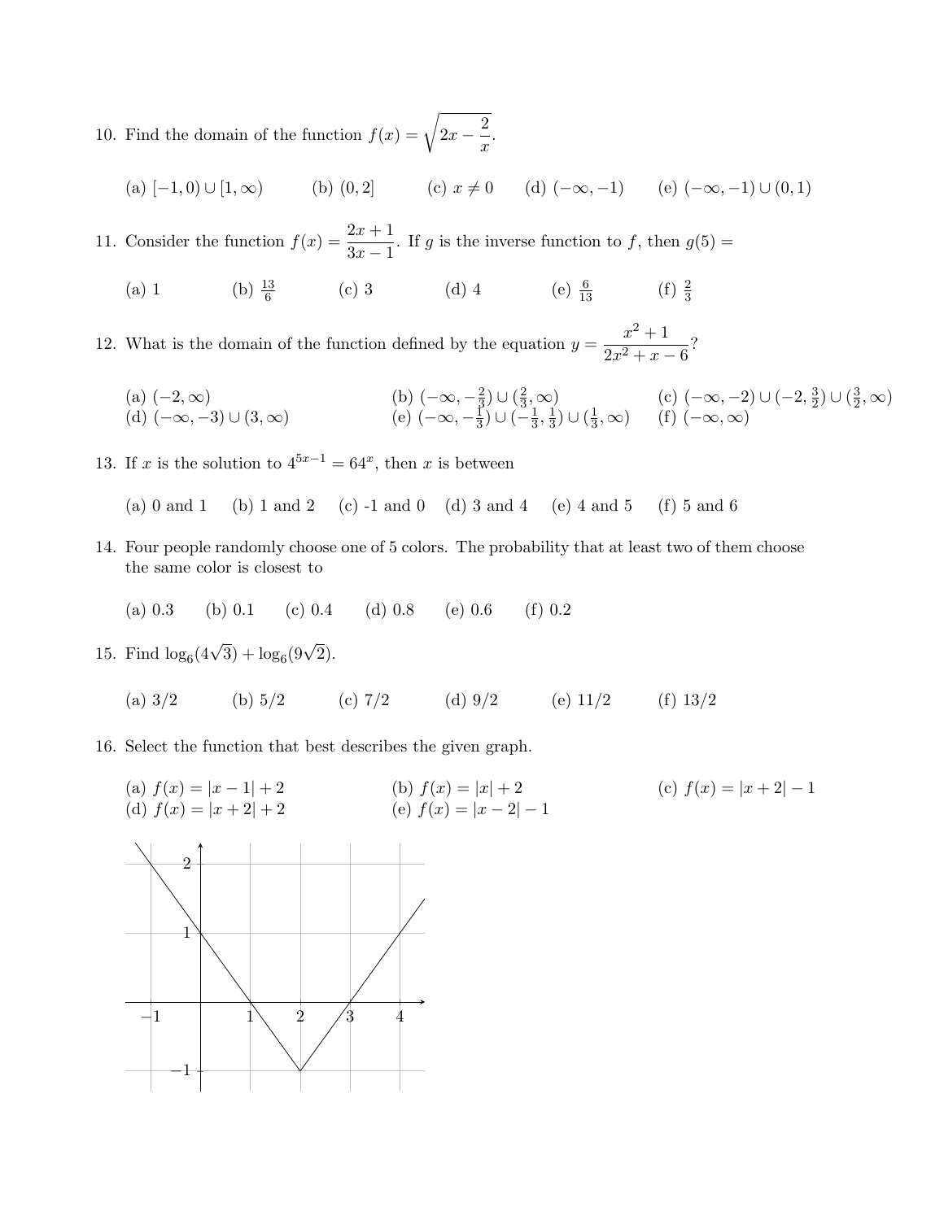10. Find the domain of the function $f(x) = \sqrt{2x - \dfrac{2}{x}}$.

(a) $[-1, 0) \cup [1, \infty)$ (b) $(0, 2]$ (c) $x \neq 0$ (d) $(-\infty, -1)$ (e) $(-\infty, -1) \cup (0, 1)$

11. Consider the function $f(x) = \dfrac{2x+1}{3x-1}$. If $g$ is the inverse function to $f$, then $g(5) =$

(a) 1 (b) $\frac{13}{6}$ (c) 3 (d) 4 (e) $\frac{6}{13}$ (f) $\frac{2}{3}$

12. What is the domain of the function defined by the equation $y = \dfrac{x^2+1}{2x^2+x-6}$?

(a) $(-2, \infty)$
(b) $(-\infty, -\frac{2}{3}) \cup (\frac{2}{3}, \infty)$
(c) $(-\infty, -2) \cup (-2, \frac{3}{2}) \cup (\frac{3}{2}, \infty)$
(d) $(-\infty, -3) \cup (3, \infty)$
(e) $(-\infty, -\frac{1}{3}) \cup (-\frac{1}{3}, \frac{1}{3}) \cup (\frac{1}{3}, \infty)$
(f) $(-\infty, \infty)$

13. If $x$ is the solution to $4^{5x-1} = 64^x$, then $x$ is between

(a) 0 and 1 (b) 1 and 2 (c) -1 and 0 (d) 3 and 4 (e) 4 and 5 (f) 5 and 6

14. Four people randomly choose one of 5 colors. The probability that at least two of them choose the same color is closest to

(a) 0.3 (b) 0.1 (c) 0.4 (d) 0.8 (e) 0.6 (f) 0.2

15. Find $\log_6(4\sqrt{3}) + \log_6(9\sqrt{2})$.

(a) 3/2 (b) 5/2 (c) 7/2 (d) 9/2 (e) 11/2 (f) 13/2

16. Select the function that best describes the given graph.

(a) $f(x) = |x-1| + 2$
(b) $f(x) = |x| + 2$
(c) $f(x) = |x+2| - 1$
(d) $f(x) = |x+2| + 2$
(e) $f(x) = |x-2| - 1$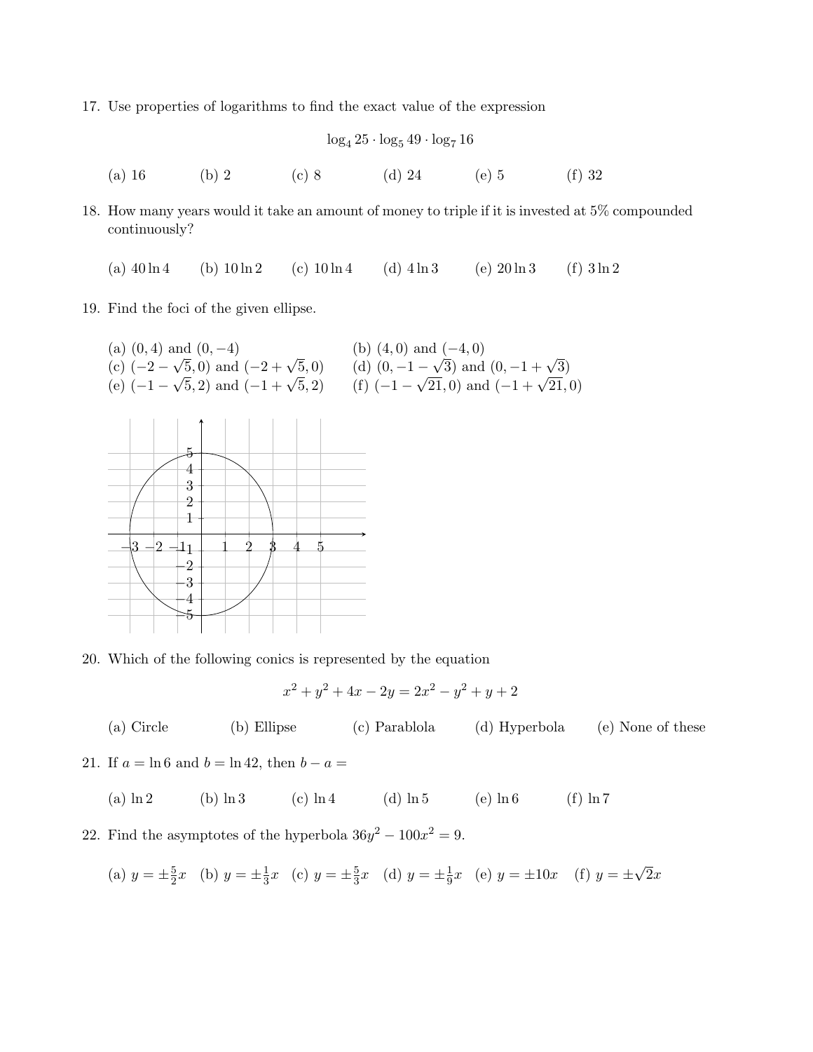17. Use properties of logarithms to find the exact value of the expression

$$\log_4 25 \cdot \log_5 49 \cdot \log_7 16$$

(a) 16 (b) 2 (c) 8 (d) 24 (e) 5 (f) 32

18. How many years would it take an amount of money to triple if it is invested at 5% compounded continuously?

(a) $40 \ln 4$ (b) $10 \ln 2$ (c) $10 \ln 4$ (d) $4 \ln 3$ (e) $20 \ln 3$ (f) $3 \ln 2$

19. Find the foci of the given ellipse.

(a) $(0, 4)$ and $(0, -4)$
(b) $(4, 0)$ and $(-4, 0)$
(c) $(-2-\sqrt{5}, 0)$ and $(-2+\sqrt{5}, 0)$
(d) $(0, -1-\sqrt{3})$ and $(0, -1+\sqrt{3})$
(e) $(-1-\sqrt{5}, 2)$ and $(-1+\sqrt{5}, 2)$
(f) $(-1-\sqrt{21}, 0)$ and $(-1+\sqrt{21}, 0)$

20. Which of the following conics is represented by the equation

$$x^2 + y^2 + 4x - 2y = 2x^2 - y^2 + y + 2$$

(a) Circle (b) Ellipse (c) Parablola (d) Hyperbola (e) None of these

21. If $a = \ln 6$ and $b = \ln 42$, then $b - a =$

(a) $\ln 2$ (b) $\ln 3$ (c) $\ln 4$ (d) $\ln 5$ (e) $\ln 6$ (f) $\ln 7$

22. Find the asymptotes of the hyperbola $36y^2 - 100x^2 = 9$.

(a) $y = \pm\frac{5}{2}x$ (b) $y = \pm\frac{1}{3}x$ (c) $y = \pm\frac{5}{3}x$ (d) $y = \pm\frac{1}{9}x$ (e) $y = \pm 10x$ (f) $y = \pm\sqrt{2}x$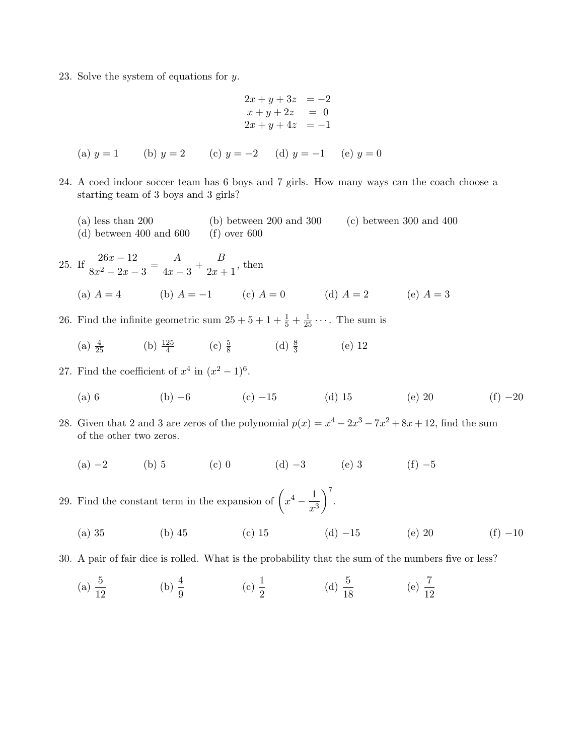23. Solve the system of equations for $y$.

$$\begin{aligned} 2x + y + 3z &= -2 \\ x + y + 2z &= 0 \\ 2x + y + 4z &= -1 \end{aligned}$$

(a) $y = 1$ (b) $y = 2$ (c) $y = -2$ (d) $y = -1$ (e) $y = 0$

24. A coed indoor soccer team has 6 boys and 7 girls. How many ways can the coach choose a starting team of 3 boys and 3 girls?

(a) less than 200 (b) between 200 and 300 (c) between 300 and 400
(d) between 400 and 600 (f) over 600

25. If $\dfrac{26x - 12}{8x^2 - 2x - 3} = \dfrac{A}{4x - 3} + \dfrac{B}{2x + 1}$, then

(a) $A = 4$ (b) $A = -1$ (c) $A = 0$ (d) $A = 2$ (e) $A = 3$

26. Find the infinite geometric sum $25 + 5 + 1 + \frac{1}{5} + \frac{1}{25} \cdots$. The sum is

(a) $\frac{4}{25}$ (b) $\frac{125}{4}$ (c) $\frac{5}{8}$ (d) $\frac{8}{3}$ (e) 12

27. Find the coefficient of $x^4$ in $(x^2 - 1)^6$.

(a) 6 (b) $-6$ (c) $-15$ (d) 15 (e) 20 (f) $-20$

28. Given that 2 and 3 are zeros of the polynomial $p(x) = x^4 - 2x^3 - 7x^2 + 8x + 12$, find the sum of the other two zeros.

(a) $-2$ (b) 5 (c) 0 (d) $-3$ (e) 3 (f) $-5$

29. Find the constant term in the expansion of $\left(x^4 - \dfrac{1}{x^3}\right)^7$.

(a) 35 (b) 45 (c) 15 (d) $-15$ (e) 20 (f) $-10$

30. A pair of fair dice is rolled. What is the probability that the sum of the numbers five or less?

(a) $\dfrac{5}{12}$ (b) $\dfrac{4}{9}$ (c) $\dfrac{1}{2}$ (d) $\dfrac{5}{18}$ (e) $\dfrac{7}{12}$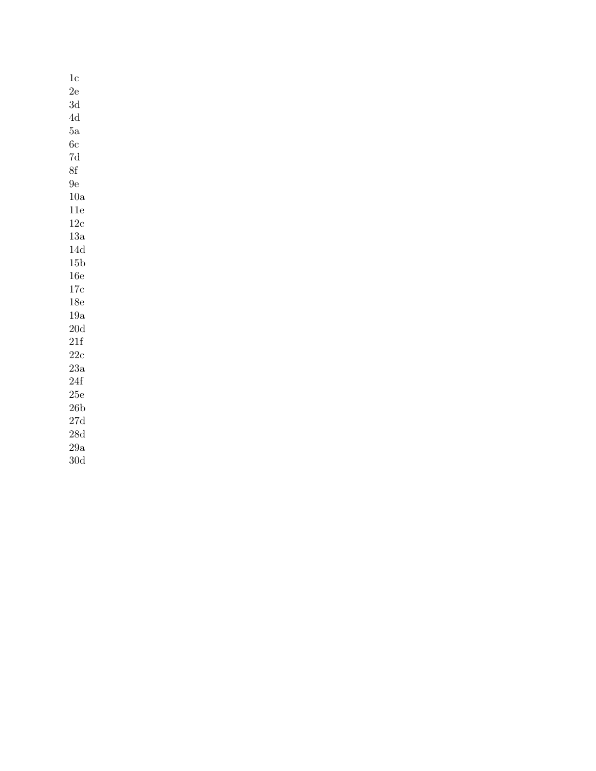1c  
2e  
3d  
4d  
5a  
6c  
7d  
8f  
9e  
10a  
11e  
12c  
13a  
14d  
15b  
16e  
17c  
18e  
19a  
20d  
21f  
22c  
23a  
24f  
25e  
26b  
27d  
28d  
29a  
30d